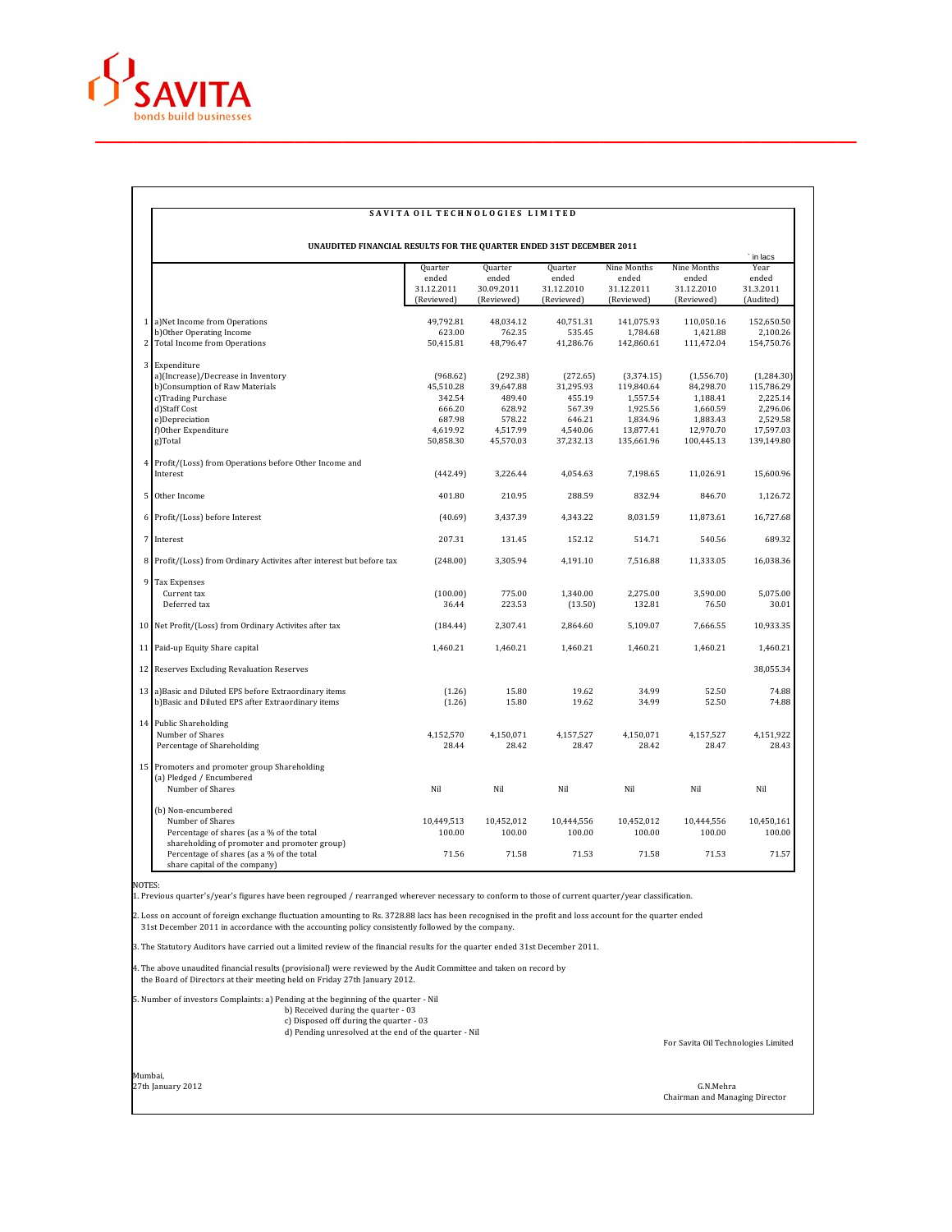SAVITA

bonds build businesses

# SAVITA OIL TECHNOLOGIES LIMITED

## UNAUDITED FINANCIAL RESULTS FOR THE QUARTER ENDED 31ST DECEMBER 2011

` in lacs

| | | Quarter ended 31.12.2011 (Reviewed) | Quarter ended 30.09.2011 (Reviewed) | Quarter ended 31.12.2010 (Reviewed) | Nine Months ended 31.12.2011 (Reviewed) | Nine Months ended 31.12.2010 (Reviewed) | Year ended 31.3.2011 (Audited) |
|---|---|---|---|---|---|---|---|
| 1 | a)Net Income from Operations | 49,792.81 | 48,034.12 | 40,751.31 | 141,075.93 | 110,050.16 | 152,650.50 |
| | b)Other Operating Income | 623.00 | 762.35 | 535.45 | 1,784.68 | 1,421.88 | 2,100.26 |
| 2 | Total Income from Operations | 50,415.81 | 48,796.47 | 41,286.76 | 142,860.61 | 111,472.04 | 154,750.76 |
| 3 | Expenditure | | | | | | |
| | a)(Increase)/Decrease in Inventory | (968.62) | (292.38) | (272.65) | (3,374.15) | (1,556.70) | (1,284.30) |
| | b)Consumption of Raw Materials | 45,510.28 | 39,647.88 | 31,295.93 | 119,840.64 | 84,298.70 | 115,786.29 |
| | c)Trading Purchase | 342.54 | 489.40 | 455.19 | 1,557.54 | 1,188.41 | 2,225.14 |
| | d)Staff Cost | 666.20 | 628.92 | 567.39 | 1,925.56 | 1,660.59 | 2,296.06 |
| | e)Depreciation | 687.98 | 578.22 | 646.21 | 1,834.96 | 1,883.43 | 2,529.58 |
| | f)Other Expenditure | 4,619.92 | 4,517.99 | 4,540.06 | 13,877.41 | 12,970.70 | 17,597.03 |
| | g)Total | 50,858.30 | 45,570.03 | 37,232.13 | 135,661.96 | 100,445.13 | 139,149.80 |
| 4 | Profit/(Loss) from Operations before Other Income and Interest | (442.49) | 3,226.44 | 4,054.63 | 7,198.65 | 11,026.91 | 15,600.96 |
| 5 | Other Income | 401.80 | 210.95 | 288.59 | 832.94 | 846.70 | 1,126.72 |
| 6 | Profit/(Loss) before Interest | (40.69) | 3,437.39 | 4,343.22 | 8,031.59 | 11,873.61 | 16,727.68 |
| 7 | Interest | 207.31 | 131.45 | 152.12 | 514.71 | 540.56 | 689.32 |
| 8 | Profit/(Loss) from Ordinary Activites after interest but before tax | (248.00) | 3,305.94 | 4,191.10 | 7,516.88 | 11,333.05 | 16,038.36 |
| 9 | Tax Expenses | | | | | | |
| | Current tax | (100.00) | 775.00 | 1,340.00 | 2,275.00 | 3,590.00 | 5,075.00 |
| | Deferred tax | 36.44 | 223.53 | (13.50) | 132.81 | 76.50 | 30.01 |
| 10 | Net Profit/(Loss) from Ordinary Activites after tax | (184.44) | 2,307.41 | 2,864.60 | 5,109.07 | 7,666.55 | 10,933.35 |
| 11 | Paid-up Equity Share capital | 1,460.21 | 1,460.21 | 1,460.21 | 1,460.21 | 1,460.21 | 1,460.21 |
| 12 | Reserves Excluding Revaluation Reserves | | | | | | 38,055.34 |
| 13 | a)Basic and Diluted EPS before Extraordinary items | (1.26) | 15.80 | 19.62 | 34.99 | 52.50 | 74.88 |
| | b)Basic and Diluted EPS after Extraordinary items | (1.26) | 15.80 | 19.62 | 34.99 | 52.50 | 74.88 |
| 14 | Public Shareholding | | | | | | |
| | Number of Shares | 4,152,570 | 4,150,071 | 4,157,527 | 4,150,071 | 4,157,527 | 4,151,922 |
| | Percentage of Shareholding | 28.44 | 28.42 | 28.47 | 28.42 | 28.47 | 28.43 |
| 15 | Promoters and promoter group Shareholding | | | | | | |
| | (a) Pledged / Encumbered | | | | | | |
| | Number of Shares | Nil | Nil | Nil | Nil | Nil | Nil |
| | (b) Non-encumbered | | | | | | |
| | Number of Shares | 10,449,513 | 10,452,012 | 10,444,556 | 10,452,012 | 10,444,556 | 10,450,161 |
| | Percentage of shares (as a % of the total shareholding of promoter and promoter group) | 100.00 | 100.00 | 100.00 | 100.00 | 100.00 | 100.00 |
| | Percentage of shares (as a % of the total share capital of the company) | 71.56 | 71.58 | 71.53 | 71.58 | 71.53 | 71.57 |

NOTES:

1. Previous quarter's/year's figures have been regrouped / rearranged wherever necessary to conform to those of current quarter/year classification.

2. Loss on account of foreign exchange fluctuation amounting to Rs. 3728.88 lacs has been recognised in the profit and loss account for the quarter ended 31st December 2011 in accordance with the accounting policy consistently followed by the company.

3. The Statutory Auditors have carried out a limited review of the financial results for the quarter ended 31st December 2011.

4. The above unaudited financial results (provisional) were reviewed by the Audit Committee and taken on record by the Board of Directors at their meeting held on Friday 27th January 2012.

5. Number of investors Complaints: a) Pending at the beginning of the quarter - Nil
   b) Received during the quarter - 03
   c) Disposed off during the quarter - 03
   d) Pending unresolved at the end of the quarter - Nil

For Savita Oil Technologies Limited

Mumbai,
27th January 2012

G.N.Mehra
Chairman and Managing Director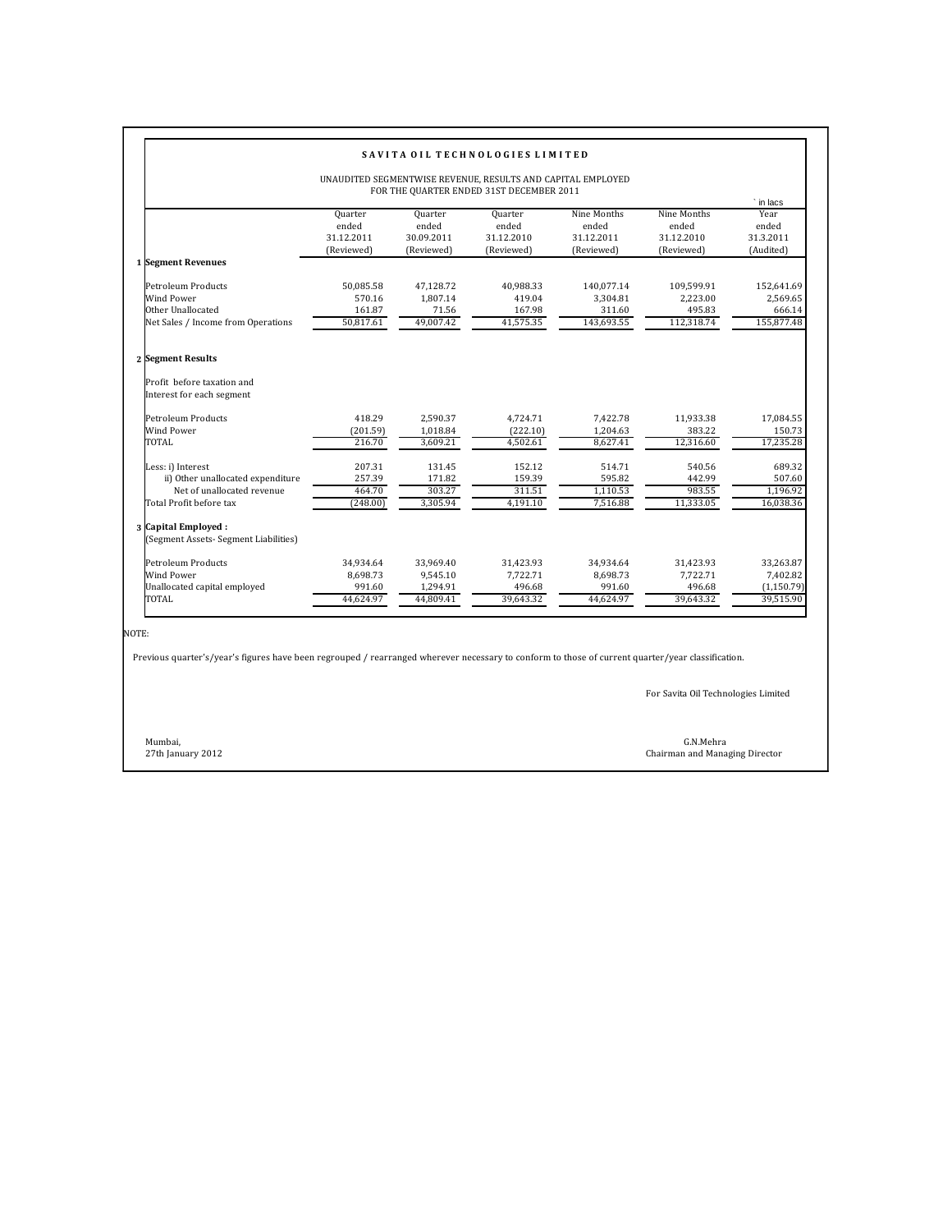# SAVITA OIL TECHNOLOGIES LIMITED

UNAUDITED SEGMENTWISE REVENUE, RESULTS AND CAPITAL EMPLOYED
FOR THE QUARTER ENDED 31ST DECEMBER 2011

` in lacs

| | Quarter ended 31.12.2011 (Reviewed) | Quarter ended 30.09.2011 (Reviewed) | Quarter ended 31.12.2010 (Reviewed) | Nine Months ended 31.12.2011 (Reviewed) | Nine Months ended 31.12.2010 (Reviewed) | Year ended 31.3.2011 (Audited) |
|---|---|---|---|---|---|---|
| **1 Segment Revenues** | | | | | | |
| Petroleum Products | 50,085.58 | 47,128.72 | 40,988.33 | 140,077.14 | 109,599.91 | 152,641.69 |
| Wind Power | 570.16 | 1,807.14 | 419.04 | 3,304.81 | 2,223.00 | 2,569.65 |
| Other Unallocated | 161.87 | 71.56 | 167.98 | 311.60 | 495.83 | 666.14 |
| Net Sales / Income from Operations | 50,817.61 | 49,007.42 | 41,575.35 | 143,693.55 | 112,318.74 | 155,877.48 |
| **2 Segment Results** | | | | | | |
| Profit before taxation and Interest for each segment | | | | | | |
| Petroleum Products | 418.29 | 2,590.37 | 4,724.71 | 7,422.78 | 11,933.38 | 17,084.55 |
| Wind Power | (201.59) | 1,018.84 | (222.10) | 1,204.63 | 383.22 | 150.73 |
| TOTAL | 216.70 | 3,609.21 | 4,502.61 | 8,627.41 | 12,316.60 | 17,235.28 |
| Less: i) Interest | 207.31 | 131.45 | 152.12 | 514.71 | 540.56 | 689.32 |
| ii) Other unallocated expenditure | 257.39 | 171.82 | 159.39 | 595.82 | 442.99 | 507.60 |
| Net of unallocated revenue | 464.70 | 303.27 | 311.51 | 1,110.53 | 983.55 | 1,196.92 |
| Total Profit before tax | (248.00) | 3,305.94 | 4,191.10 | 7,516.88 | 11,333.05 | 16,038.36 |
| **3 Capital Employed :** (Segment Assets- Segment Liabilities) | | | | | | |
| Petroleum Products | 34,934.64 | 33,969.40 | 31,423.93 | 34,934.64 | 31,423.93 | 33,263.87 |
| Wind Power | 8,698.73 | 9,545.10 | 7,722.71 | 8,698.73 | 7,722.71 | 7,402.82 |
| Unallocated capital employed | 991.60 | 1,294.91 | 496.68 | 991.60 | 496.68 | (1,150.79) |
| TOTAL | 44,624.97 | 44,809.41 | 39,643.32 | 44,624.97 | 39,643.32 | 39,515.90 |

NOTE:

Previous quarter's/year's figures have been regrouped / rearranged wherever necessary to conform to those of current quarter/year classification.

For Savita Oil Technologies Limited

Mumbai,
27th January 2012

G.N.Mehra
Chairman and Managing Director